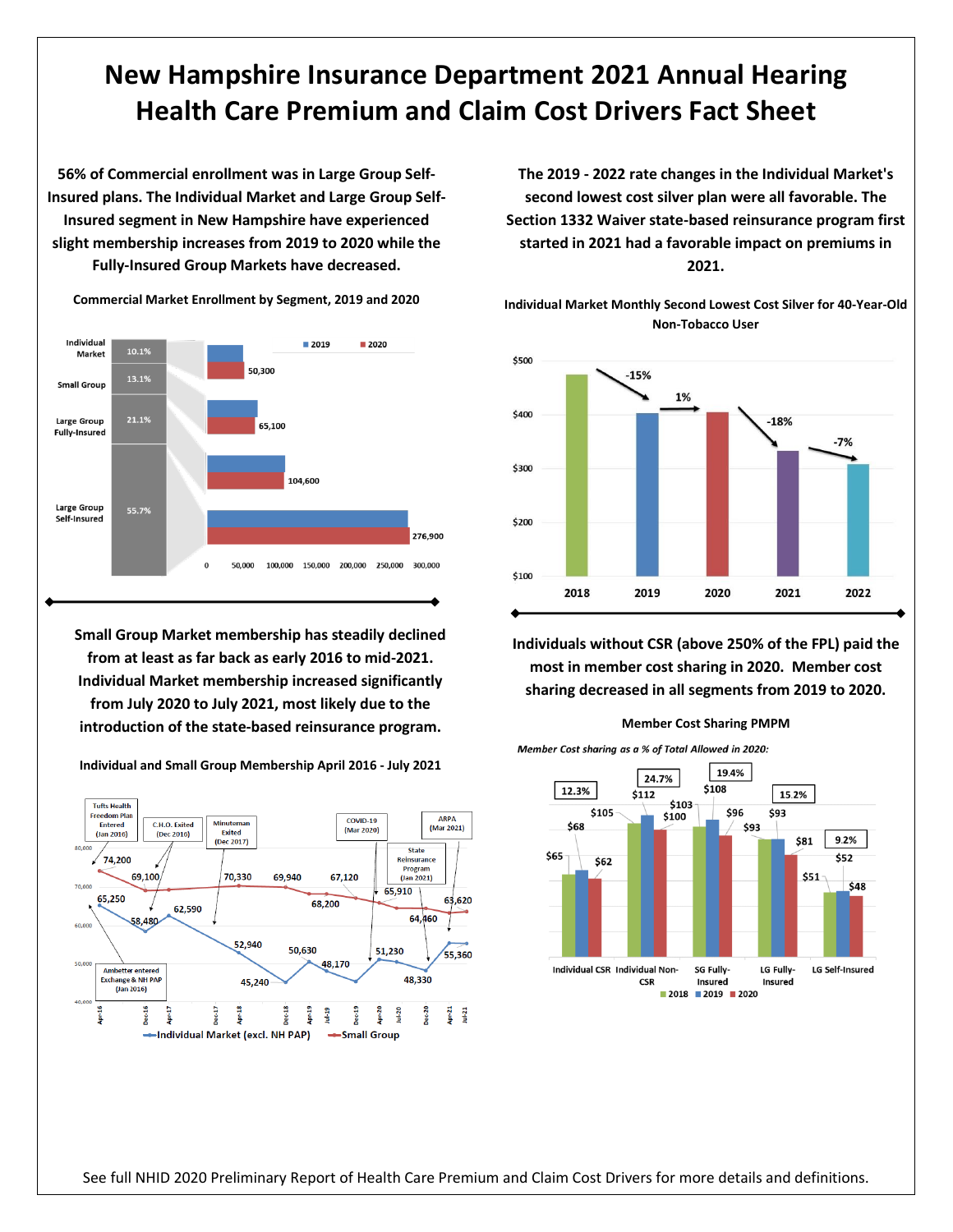# New Hampshire Insurance Department 2021 Annual Hearing Health Care Premium and Claim Cost Drivers Fact Sheet

**56% of Commercial enrollment was in Large Group Self-Insured plans. The Individual Market and Large Group Self-Insured segment in New Hampshire have experienced slight membership increases from 2019 to 2020 while the Fully-Insured Group Markets have decreased.**

**Commercial Market Enrollment by Segment, 2019 and 2020**

| Segment | Share | 2020 Enrollment |
|---|---|---|
| Individual Market | 10.1% | 50,300 |
| Small Group | 13.1% | 65,100 |
| Large Group Fully-Insured | 21.1% | 104,600 |
| Large Group Self-Insured | 55.7% | 276,900 |

**The 2019 - 2022 rate changes in the Individual Market's second lowest cost silver plan were all favorable. The Section 1332 Waiver state-based reinsurance program first started in 2021 had a favorable impact on premiums in 2021.**

**Individual Market Monthly Second Lowest Cost Silver for 40-Year-Old Non-Tobacco User**

| Change | Percent |
|---|---|
| 2018 to 2019 | -15% |
| 2019 to 2020 | 1% |
| 2020 to 2021 | -18% |
| 2021 to 2022 | -7% |

**Small Group Market membership has steadily declined from at least as far back as early 2016 to mid-2021. Individual Market membership increased significantly from July 2020 to July 2021, most likely due to the introduction of the state-based reinsurance program.**

**Individual and Small Group Membership April 2016 - July 2021**

Individual Market (excl. NH PAP): 65,250; 58,480; 62,590; 52,940; 45,240; 50,630; 48,170; 51,230; 48,330; 55,360

Small Group: 74,200; 69,100; 70,330; 69,940; 68,200; 67,120; 65,910; 64,460; 63,620

Events: Tufts Health Freedom Plan Entered (Jan 2016); Ambetter entered Exchange & NH PAP (Jan 2016); C.H.O. Exited (Dec 2016); Minuteman Exited (Dec 2017); COVID-19 (Mar 2020); State Reinsurance Program (Jan 2021); ARPA (Mar 2021)

**Individuals without CSR (above 250% of the FPL) paid the most in member cost sharing in 2020. Member cost sharing decreased in all segments from 2019 to 2020.**

**Member Cost Sharing PMPM**

*Member Cost sharing as a % of Total Allowed in 2020:*

| Segment | 2018 | 2019 | 2020 | % of Total Allowed in 2020 |
|---|---|---|---|---|
| Individual CSR | $65 | $68 | $62 | 12.3% |
| Individual Non-CSR | $105 | $112 | $100 | 24.7% |
| SG Fully-Insured | $103 | $108 | $96 | 19.4% |
| LG Fully-Insured | $93 | $93 | $81 | 15.2% |
| LG Self-Insured | $51 | $52 | $48 | 9.2% |

See full NHID 2020 Preliminary Report of Health Care Premium and Claim Cost Drivers for more details and definitions.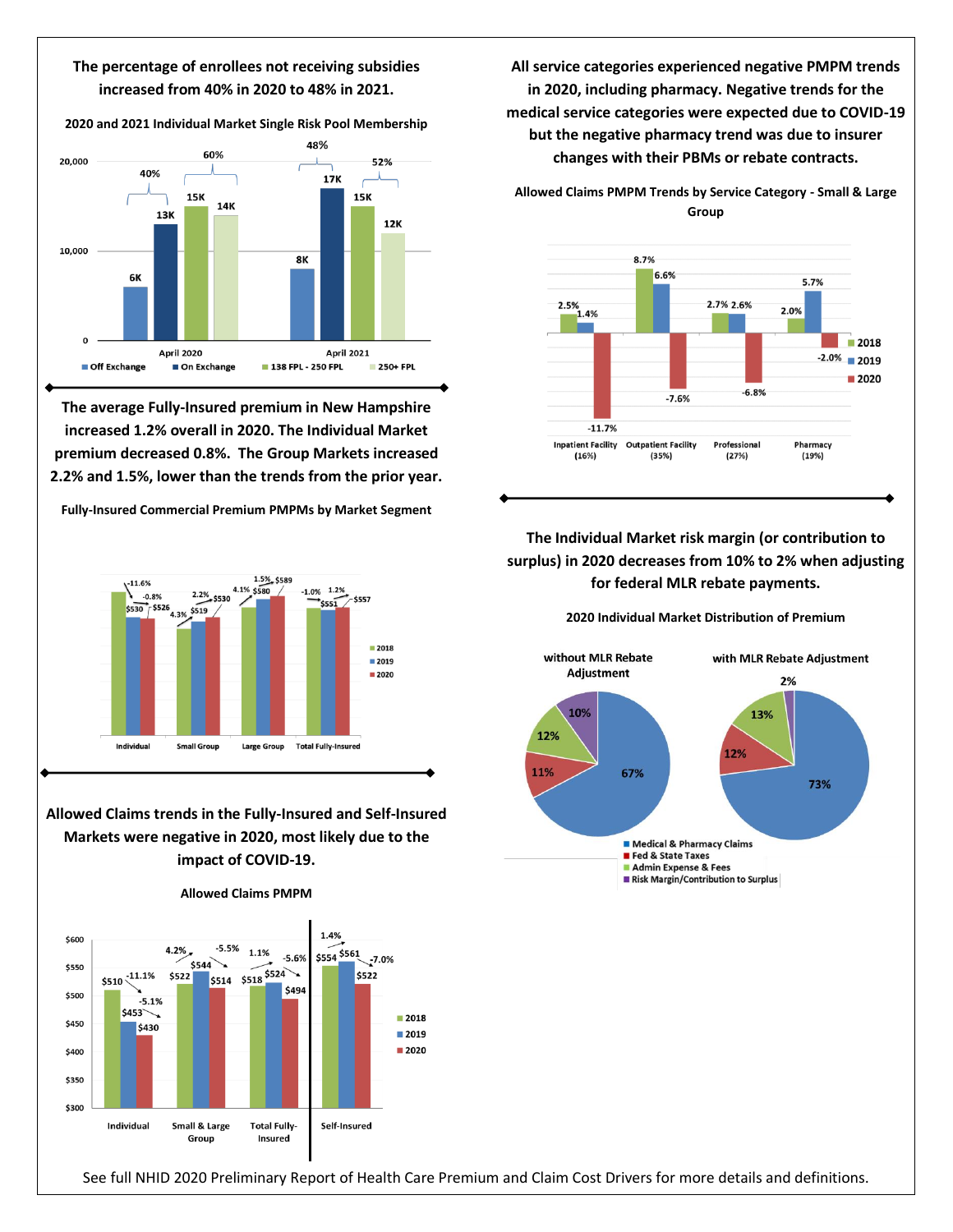**The percentage of enrollees not receiving subsidies increased from 40% in 2020 to 48% in 2021.**

**2020 and 2021 Individual Market Single Risk Pool Membership**

20,000
10,000
0

40%
60%
6K
13K
15K
14K
April 2020

48%
52%
8K
17K
15K
12K
April 2021

Off Exchange
On Exchange
138 FPL - 250 FPL
250+ FPL

**The average Fully-Insured premium in New Hampshire increased 1.2% overall in 2020. The Individual Market premium decreased 0.8%. The Group Markets increased 2.2% and 1.5%, lower than the trends from the prior year.**

**Fully-Insured Commercial Premium PMPMs by Market Segment**

Individual: -11.6% $530 -0.8% $526
Small Group: 4.3% $519 2.2% $530
Large Group: 4.1% $580 1.5% $589
Total Fully-Insured: -1.0% $551 1.2% $557

2018
2019
2020

**Allowed Claims trends in the Fully-Insured and Self-Insured Markets were negative in 2020, most likely due to the impact of COVID-19.**

**Allowed Claims PMPM**

$600
$550
$500
$450
$400
$350
$300

Individual: $510 -11.1% $453 -5.1% $430
Small & Large Group: $522 4.2% $544 -5.5% $514
Total Fully-Insured: $518 1.1% $524 -5.6% $494
Self-Insured: $554 1.4% $561 -7.0% $522

2018
2019
2020

**All service categories experienced negative PMPM trends in 2020, including pharmacy. Negative trends for the medical service categories were expected due to COVID-19 but the negative pharmacy trend was due to insurer changes with their PBMs or rebate contracts.**

**Allowed Claims PMPM Trends by Service Category - Small & Large Group**

Inpatient Facility (16%): 2.5% 1.4% -11.7%
Outpatient Facility (35%): 8.7% 6.6% -7.6%
Professional (27%): 2.7% 2.6% -6.8%
Pharmacy (19%): 2.0% 5.7% -2.0%

2018
2019
2020

**The Individual Market risk margin (or contribution to surplus) in 2020 decreases from 10% to 2% when adjusting for federal MLR rebate payments.**

**2020 Individual Market Distribution of Premium**

without MLR Rebate Adjustment
67%
11%
12%
10%

with MLR Rebate Adjustment
73%
12%
13%
2%

Medical & Pharmacy Claims
Fed & State Taxes
Admin Expense & Fees
Risk Margin/Contribution to Surplus

See full NHID 2020 Preliminary Report of Health Care Premium and Claim Cost Drivers for more details and definitions.